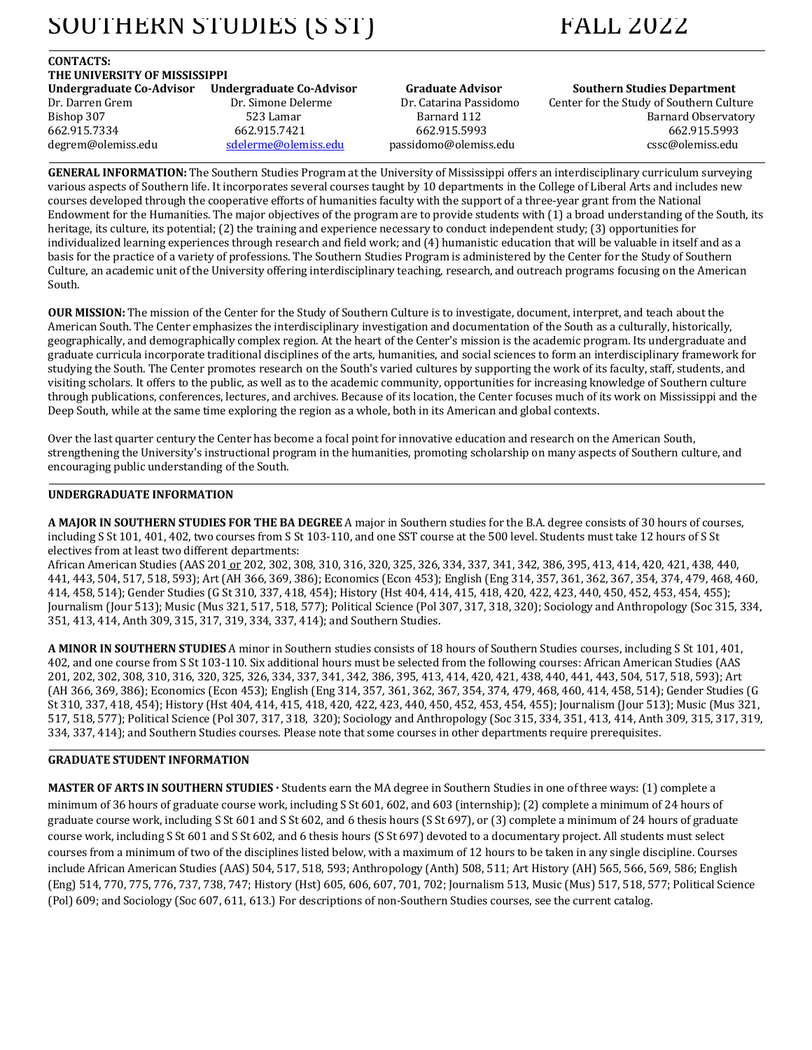# SOUTHERN STUDIES (S ST) FALL 2022

**CONTACTS:**
**THE UNIVERSITY OF MISSISSIPPI**

| Undergraduate Co-Advisor | Undergraduate Co-Advisor | Graduate Advisor | Southern Studies Department |
|---|---|---|---|
| Dr. Darren Grem | Dr. Simone Delerme | Dr. Catarina Passidomo | Center for the Study of Southern Culture |
| Bishop 307 | 523 Lamar | Barnard 112 | Barnard Observatory |
| 662.915.7334 | 662.915.7421 | 662.915.5993 | 662.915.5993 |
| degrem@olemiss.edu | sdelerme@olemiss.edu | passidomo@olemiss.edu | cssc@olemiss.edu |

**GENERAL INFORMATION:** The Southern Studies Program at the University of Mississippi offers an interdisciplinary curriculum surveying various aspects of Southern life. It incorporates several courses taught by 10 departments in the College of Liberal Arts and includes new courses developed through the cooperative efforts of humanities faculty with the support of a three-year grant from the National Endowment for the Humanities. The major objectives of the program are to provide students with (1) a broad understanding of the South, its heritage, its culture, its potential; (2) the training and experience necessary to conduct independent study; (3) opportunities for individualized learning experiences through research and field work; and (4) humanistic education that will be valuable in itself and as a basis for the practice of a variety of professions. The Southern Studies Program is administered by the Center for the Study of Southern Culture, an academic unit of the University offering interdisciplinary teaching, research, and outreach programs focusing on the American South.

**OUR MISSION:** The mission of the Center for the Study of Southern Culture is to investigate, document, interpret, and teach about the American South. The Center emphasizes the interdisciplinary investigation and documentation of the South as a culturally, historically, geographically, and demographically complex region. At the heart of the Center's mission is the academic program. Its undergraduate and graduate curricula incorporate traditional disciplines of the arts, humanities, and social sciences to form an interdisciplinary framework for studying the South. The Center promotes research on the South's varied cultures by supporting the work of its faculty, staff, students, and visiting scholars. It offers to the public, as well as to the academic community, opportunities for increasing knowledge of Southern culture through publications, conferences, lectures, and archives. Because of its location, the Center focuses much of its work on Mississippi and the Deep South, while at the same time exploring the region as a whole, both in its American and global contexts.

Over the last quarter century the Center has become a focal point for innovative education and research on the American South, strengthening the University's instructional program in the humanities, promoting scholarship on many aspects of Southern culture, and encouraging public understanding of the South.

## UNDERGRADUATE INFORMATION

**A MAJOR IN SOUTHERN STUDIES FOR THE BA DEGREE** A major in Southern studies for the B.A. degree consists of 30 hours of courses, including S St 101, 401, 402, two courses from S St 103-110, and one SST course at the 500 level. Students must take 12 hours of S St electives from at least two different departments:
African American Studies (AAS 201 or 202, 302, 308, 310, 316, 320, 325, 326, 334, 337, 341, 342, 386, 395, 413, 414, 420, 421, 438, 440, 441, 443, 504, 517, 518, 593); Art (AH 366, 369, 386); Economics (Econ 453); English (Eng 314, 357, 361, 362, 367, 354, 374, 479, 468, 460, 414, 458, 514); Gender Studies (G St 310, 337, 418, 454); History (Hst 404, 414, 415, 418, 420, 422, 423, 440, 450, 452, 453, 454, 455); Journalism (Jour 513); Music (Mus 321, 517, 518, 577); Political Science (Pol 307, 317, 318, 320); Sociology and Anthropology (Soc 315, 334, 351, 413, 414, Anth 309, 315, 317, 319, 334, 337, 414); and Southern Studies.

**A MINOR IN SOUTHERN STUDIES** A minor in Southern studies consists of 18 hours of Southern Studies courses, including S St 101, 401, 402, and one course from S St 103-110. Six additional hours must be selected from the following courses: African American Studies (AAS 201, 202, 302, 308, 310, 316, 320, 325, 326, 334, 337, 341, 342, 386, 395, 413, 414, 420, 421, 438, 440, 441, 443, 504, 517, 518, 593); Art (AH 366, 369, 386); Economics (Econ 453); English (Eng 314, 357, 361, 362, 367, 354, 374, 479, 468, 460, 414, 458, 514); Gender Studies (G St 310, 337, 418, 454); History (Hst 404, 414, 415, 418, 420, 422, 423, 440, 450, 452, 453, 454, 455); Journalism (Jour 513); Music (Mus 321, 517, 518, 577); Political Science (Pol 307, 317, 318, 320); Sociology and Anthropology (Soc 315, 334, 351, 413, 414, Anth 309, 315, 317, 319, 334, 337, 414); and Southern Studies courses. Please note that some courses in other departments require prerequisites.

## GRADUATE STUDENT INFORMATION

**MASTER OF ARTS IN SOUTHERN STUDIES ·** Students earn the MA degree in Southern Studies in one of three ways: (1) complete a minimum of 36 hours of graduate course work, including S St 601, 602, and 603 (internship); (2) complete a minimum of 24 hours of graduate course work, including S St 601 and S St 602, and 6 thesis hours (S St 697), or (3) complete a minimum of 24 hours of graduate course work, including S St 601 and S St 602, and 6 thesis hours (S St 697) devoted to a documentary project. All students must select courses from a minimum of two of the disciplines listed below, with a maximum of 12 hours to be taken in any single discipline. Courses include African American Studies (AAS) 504, 517, 518, 593; Anthropology (Anth) 508, 511; Art History (AH) 565, 566, 569, 586; English (Eng) 514, 770, 775, 776, 737, 738, 747; History (Hst) 605, 606, 607, 701, 702; Journalism 513, Music (Mus) 517, 518, 577; Political Science (Pol) 609; and Sociology (Soc 607, 611, 613.) For descriptions of non-Southern Studies courses, see the current catalog.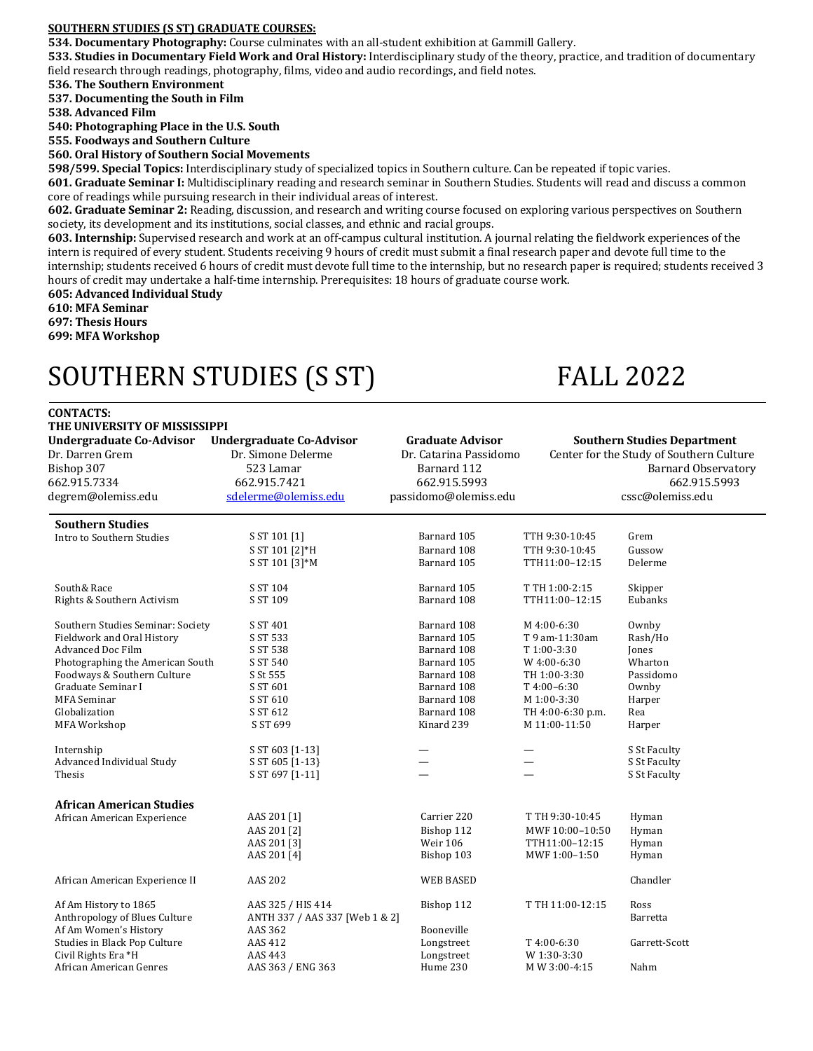**SOUTHERN STUDIES (S ST) GRADUATE COURSES:**

**534. Documentary Photography:** Course culminates with an all-student exhibition at Gammill Gallery.

**533. Studies in Documentary Field Work and Oral History:** Interdisciplinary study of the theory, practice, and tradition of documentary field research through readings, photography, films, video and audio recordings, and field notes.

**536. The Southern Environment**

**537. Documenting the South in Film**

**538. Advanced Film**

**540: Photographing Place in the U.S. South**

**555. Foodways and Southern Culture**

**560. Oral History of Southern Social Movements**

**598/599. Special Topics:** Interdisciplinary study of specialized topics in Southern culture. Can be repeated if topic varies.

**601. Graduate Seminar I:** Multidisciplinary reading and research seminar in Southern Studies. Students will read and discuss a common core of readings while pursuing research in their individual areas of interest.

**602. Graduate Seminar 2:** Reading, discussion, and research and writing course focused on exploring various perspectives on Southern society, its development and its institutions, social classes, and ethnic and racial groups.

**603. Internship:** Supervised research and work at an off-campus cultural institution. A journal relating the fieldwork experiences of the intern is required of every student. Students receiving 9 hours of credit must submit a final research paper and devote full time to the internship; students received 6 hours of credit must devote full time to the internship, but no research paper is required; students received 3 hours of credit may undertake a half-time internship. Prerequisites: 18 hours of graduate course work.

**605: Advanced Individual Study**

**610: MFA Seminar**

**697: Thesis Hours**

**699: MFA Workshop**

# SOUTHERN STUDIES (S ST) FALL 2022

**CONTACTS:**
**THE UNIVERSITY OF MISSISSIPPI**

| Undergraduate Co-Advisor | Undergraduate Co-Advisor | Graduate Advisor | Southern Studies Department |
|---|---|---|---|
| Dr. Darren Grem | Dr. Simone Delerme | Dr. Catarina Passidomo | Center for the Study of Southern Culture |
| Bishop 307 | 523 Lamar | Barnard 112 | Barnard Observatory |
| 662.915.7334 | 662.915.7421 | 662.915.5993 | 662.915.5993 |
| degrem@olemiss.edu | sdelerme@olemiss.edu | passidomo@olemiss.edu | cssc@olemiss.edu |

| Southern Studies | | | | |
|---|---|---|---|---|
| Intro to Southern Studies | S ST 101 [1] | Barnard 105 | TTH 9:30-10:45 | Grem |
| | S ST 101 [2]*H | Barnard 108 | TTH 9:30-10:45 | Gussow |
| | S ST 101 [3]*M | Barnard 105 | TTH11:00–12:15 | Delerme |
| South& Race | S ST 104 | Barnard 105 | T TH 1:00-2:15 | Skipper |
| Rights & Southern Activism | S ST 109 | Barnard 108 | TTH11:00–12:15 | Eubanks |
| Southern Studies Seminar: Society | S ST 401 | Barnard 108 | M 4:00-6:30 | Ownby |
| Fieldwork and Oral History | S ST 533 | Barnard 105 | T 9 am-11:30am | Rash/Ho |
| Advanced Doc Film | S ST 538 | Barnard 108 | T 1:00-3:30 | Jones |
| Photographing the American South | S ST 540 | Barnard 105 | W 4:00-6:30 | Wharton |
| Foodways & Southern Culture | S St 555 | Barnard 108 | TH 1:00-3:30 | Passidomo |
| Graduate Seminar I | S ST 601 | Barnard 108 | T 4:00–6:30 | Ownby |
| MFA Seminar | S ST 610 | Barnard 108 | M 1:00-3:30 | Harper |
| Globalization | S ST 612 | Barnard 108 | TH 4:00-6:30 p.m. | Rea |
| MFA Workshop | S ST 699 | Kinard 239 | M 11:00-11:50 | Harper |
| Internship | S ST 603 [1-13] | — | — | S St Faculty |
| Advanced Individual Study | S ST 605 [1-13} | — | — | S St Faculty |
| Thesis | S ST 697 [1-11] | — | — | S St Faculty |

| African American Studies | | | | |
|---|---|---|---|---|
| African American Experience | AAS 201 [1] | Carrier 220 | T TH 9:30-10:45 | Hyman |
| | AAS 201 [2] | Bishop 112 | MWF 10:00–10:50 | Hyman |
| | AAS 201 [3] | Weir 106 | TTH11:00–12:15 | Hyman |
| | AAS 201 [4] | Bishop 103 | MWF 1:00–1:50 | Hyman |
| African American Experience II | AAS 202 | WEB BASED | | Chandler |
| Af Am History to 1865 | AAS 325 / HIS 414 | Bishop 112 | T TH 11:00-12:15 | Ross |
| Anthropology of Blues Culture | ANTH 337 / AAS 337 [Web 1 & 2] | | | Barretta |
| Af Am Women's History | AAS 362 | Booneville | | |
| Studies in Black Pop Culture | AAS 412 | Longstreet | T 4:00-6:30 | Garrett-Scott |
| Civil Rights Era *H | AAS 443 | Longstreet | W 1:30-3:30 | |
| African American Genres | AAS 363 / ENG 363 | Hume 230 | M W 3:00-4:15 | Nahm |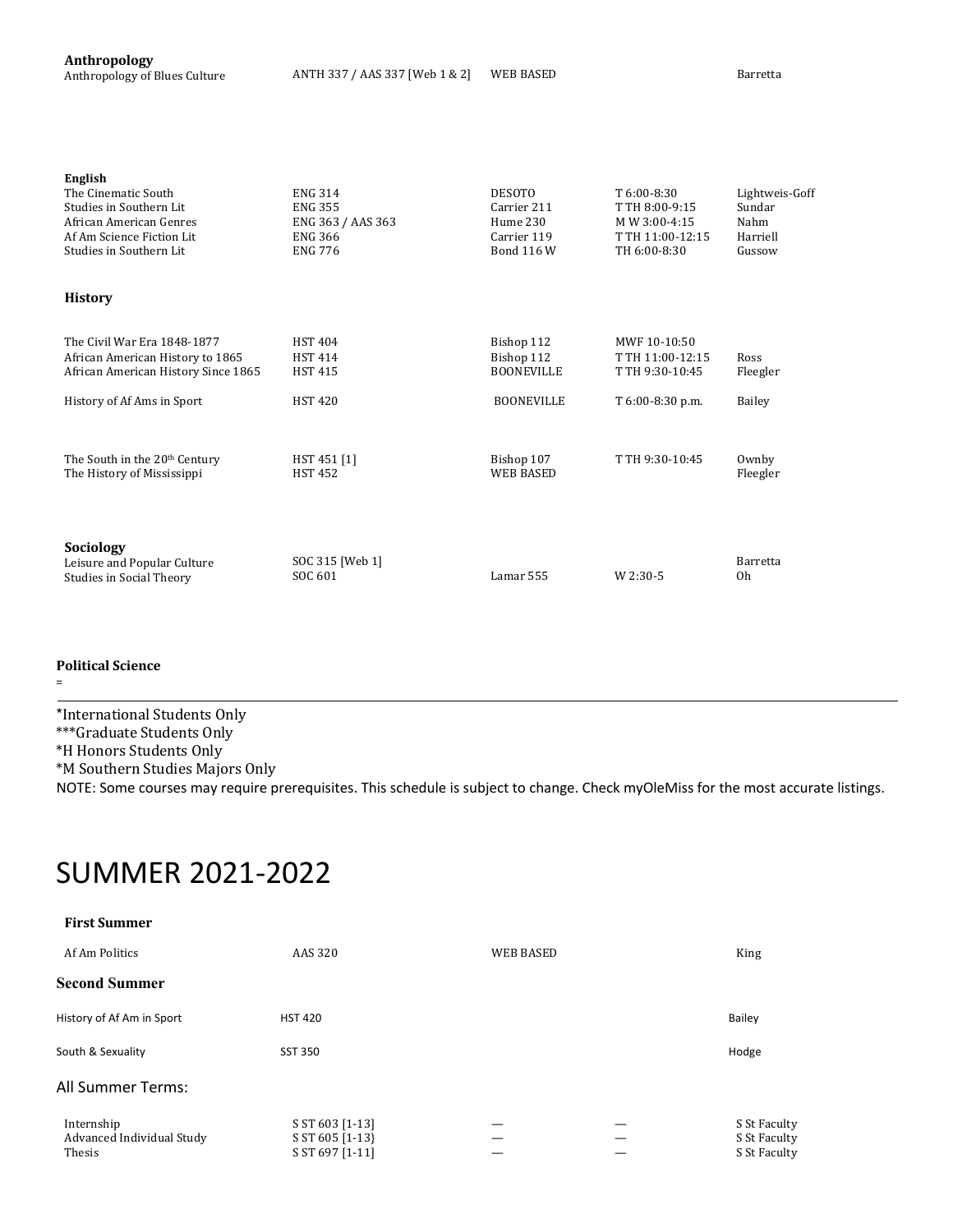| | | | | |
|---|---|---|---|---|
| **Anthropology** | | | | |
| Anthropology of Blues Culture | ANTH 337 / AAS 337 [Web 1 & 2] | WEB BASED | | Barretta |
| **English** | | | | |
| The Cinematic South | ENG 314 | DESOTO | T 6:00-8:30 | Lightweis-Goff |
| Studies in Southern Lit | ENG 355 | Carrier 211 | T TH 8:00-9:15 | Sundar |
| African American Genres | ENG 363 / AAS 363 | Hume 230 | M W 3:00-4:15 | Nahm |
| Af Am Science Fiction Lit | ENG 366 | Carrier 119 | T TH 11:00-12:15 | Harriell |
| Studies in Southern Lit | ENG 776 | Bond 116 W | TH 6:00-8:30 | Gussow |
| **History** | | | | |
| The Civil War Era 1848-1877 | HST 404 | Bishop 112 | MWF 10-10:50 | |
| African American History to 1865 | HST 414 | Bishop 112 | T TH 11:00-12:15 | Ross |
| African American History Since 1865 | HST 415 | BOONEVILLE | T TH 9:30-10:45 | Fleegler |
| History of Af Ams in Sport | HST 420 | BOONEVILLE | T 6:00-8:30 p.m. | Bailey |
| The South in the 20th Century | HST 451 [1] | Bishop 107 | T TH 9:30-10:45 | Ownby |
| The History of Mississippi | HST 452 | WEB BASED | | Fleegler |
| **Sociology** | | | | |
| Leisure and Popular Culture | SOC 315 [Web 1] | | | Barretta |
| Studies in Social Theory | SOC 601 | Lamar 555 | W 2:30-5 | Oh |

**Political Science**

=

---

*International Students Only
***Graduate Students Only
*H Honors Students Only
*M Southern Studies Majors Only
NOTE: Some courses may require prerequisites. This schedule is subject to change. Check myOleMiss for the most accurate listings.

# SUMMER 2021-2022

| | | | | |
|---|---|---|---|---|
| **First Summer** | | | | |
| Af Am Politics | AAS 320 | WEB BASED | | King |
| **Second Summer** | | | | |
| History of Af Am in Sport | HST 420 | | | Bailey |
| South & Sexuality | SST 350 | | | Hodge |
| All Summer Terms: | | | | |
| Internship | S ST 603 [1-13] | — | — | S St Faculty |
| Advanced Individual Study | S ST 605 [1-13} | — | — | S St Faculty |
| Thesis | S ST 697 [1-11] | — | — | S St Faculty |